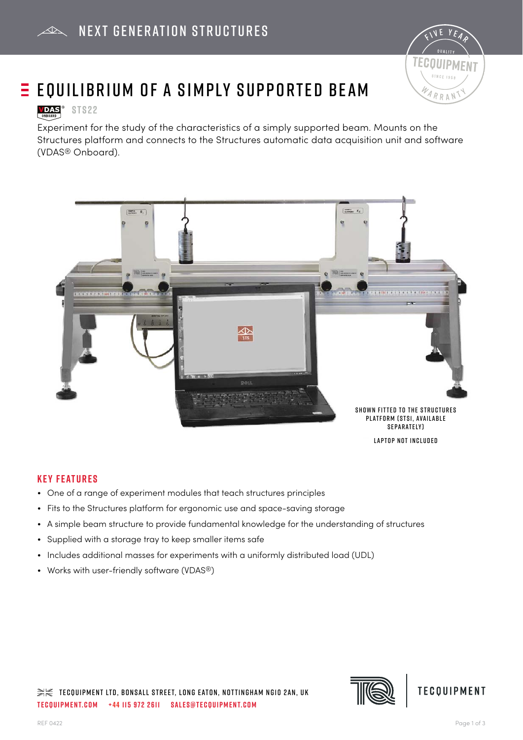NEXT GENERATION STRUCTURES

# EQUILIBRIUM OF A SIMPLY SUPPORTED BEAM

STS22

Experiment for the study of the characteristics of a simply supported beam. Mounts on the Structures platform and connects to the Structures automatic data acquisition unit and software (VDAS® Onboard).

SHOWN FITTED TO THE STRUCTURES PLATFORM (STSI, AVAILABLE SEPARATELY)

LAPTOP NOT INCLUDED

## KEY FEATURES

- One of a range of experiment modules that teach structures principles
- Fits to the Structures platform for ergonomic use and space-saving storage
- A simple beam structure to provide fundamental knowledge for the understanding of structures
- Supplied with a storage tray to keep smaller items safe
- Includes additional masses for experiments with a uniformly distributed load (UDL)
- Works with user-friendly software (VDAS®)

TECQUIPMENT LTD, BONSALL STREET, LONG EATON, NOTTINGHAM NG10 2AN, UK
TECQUIPMENT.COM +44 115 972 2611 SALES@TECQUIPMENT.COM

REF 0422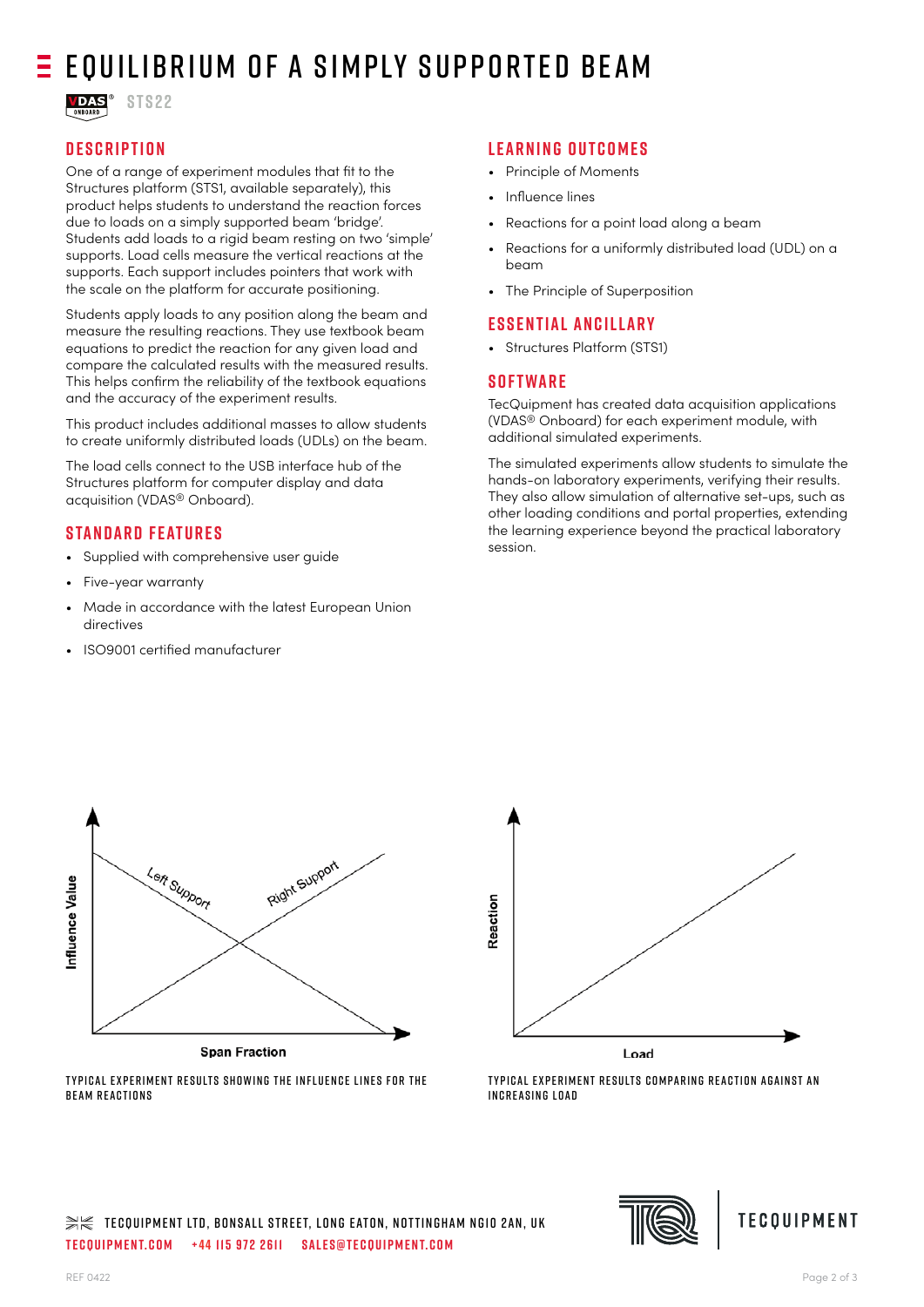# EQUILIBRIUM OF A SIMPLY SUPPORTED BEAM

STS22

## DESCRIPTION

One of a range of experiment modules that fit to the Structures platform (STS1, available separately), this product helps students to understand the reaction forces due to loads on a simply supported beam 'bridge'. Students add loads to a rigid beam resting on two 'simple' supports. Load cells measure the vertical reactions at the supports. Each support includes pointers that work with the scale on the platform for accurate positioning.

Students apply loads to any position along the beam and measure the resulting reactions. They use textbook beam equations to predict the reaction for any given load and compare the calculated results with the measured results. This helps confirm the reliability of the textbook equations and the accuracy of the experiment results.

This product includes additional masses to allow students to create uniformly distributed loads (UDLs) on the beam.

The load cells connect to the USB interface hub of the Structures platform for computer display and data acquisition (VDAS® Onboard).

## STANDARD FEATURES

- Supplied with comprehensive user guide
- Five-year warranty
- Made in accordance with the latest European Union directives
- ISO9001 certified manufacturer

## LEARNING OUTCOMES

- Principle of Moments
- Influence lines
- Reactions for a point load along a beam
- Reactions for a uniformly distributed load (UDL) on a beam
- The Principle of Superposition

## ESSENTIAL ANCILLARY

- Structures Platform (STS1)

## SOFTWARE

TecQuipment has created data acquisition applications (VDAS® Onboard) for each experiment module, with additional simulated experiments.

The simulated experiments allow students to simulate the hands-on laboratory experiments, verifying their results. They also allow simulation of alternative set-ups, such as other loading conditions and portal properties, extending the learning experience beyond the practical laboratory session.

TYPICAL EXPERIMENT RESULTS SHOWING THE INFLUENCE LINES FOR THE BEAM REACTIONS

TYPICAL EXPERIMENT RESULTS COMPARING REACTION AGAINST AN INCREASING LOAD

TECQUIPMENT LTD, BONSALL STREET, LONG EATON, NOTTINGHAM NG10 2AN, UK
TECQUIPMENT.COM +44 115 972 2611 SALES@TECQUIPMENT.COM

REF 0422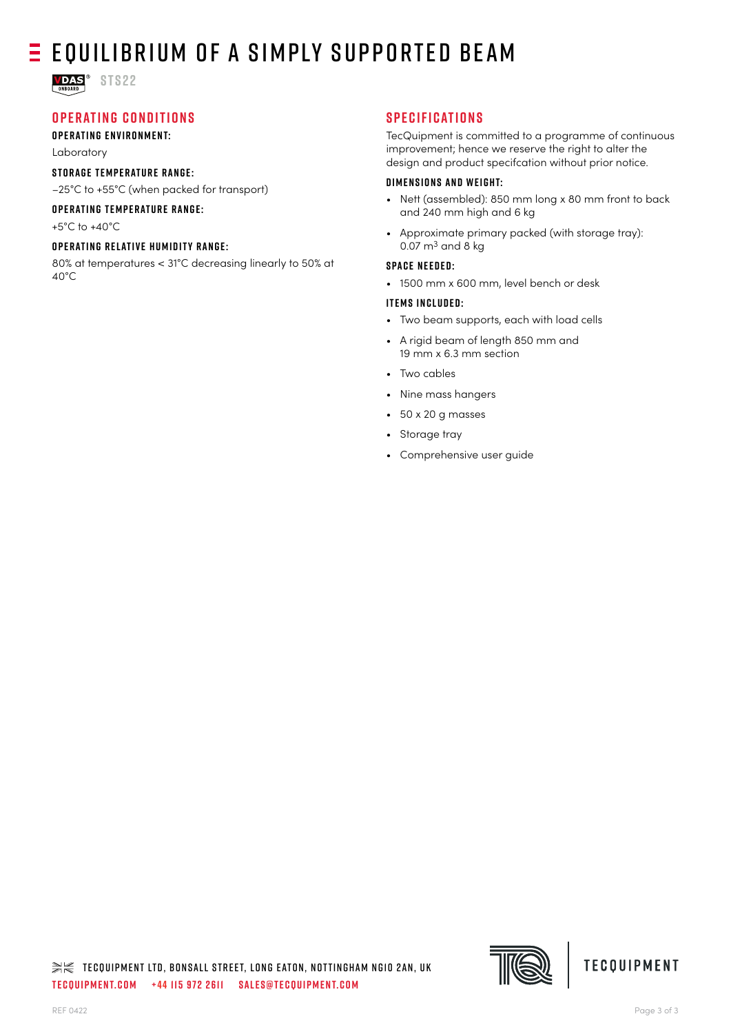# EQUILIBRIUM OF A SIMPLY SUPPORTED BEAM

STS22

## OPERATING CONDITIONS

### OPERATING ENVIRONMENT:

Laboratory

### STORAGE TEMPERATURE RANGE:

–25°C to +55°C (when packed for transport)

### OPERATING TEMPERATURE RANGE:

+5°C to +40°C

### OPERATING RELATIVE HUMIDITY RANGE:

80% at temperatures < 31°C decreasing linearly to 50% at 40°C

## SPECIFICATIONS

TecQuipment is committed to a programme of continuous improvement; hence we reserve the right to alter the design and product specifcation without prior notice.

### DIMENSIONS AND WEIGHT:

- Nett (assembled): 850 mm long x 80 mm front to back and 240 mm high and 6 kg
- Approximate primary packed (with storage tray): 0.07 $m^3$ and 8 kg

### SPACE NEEDED:

- 1500 mm x 600 mm, level bench or desk

### ITEMS INCLUDED:

- Two beam supports, each with load cells
- A rigid beam of length 850 mm and 19 mm x 6.3 mm section
- Two cables
- Nine mass hangers
- 50 x 20 g masses
- Storage tray
- Comprehensive user guide

TECQUIPMENT LTD, BONSALL STREET, LONG EATON, NOTTINGHAM NG10 2AN, UK
TECQUIPMENT.COM +44 115 972 2611 SALES@TECQUIPMENT.COM

TECQUIPMENT

REF 0422